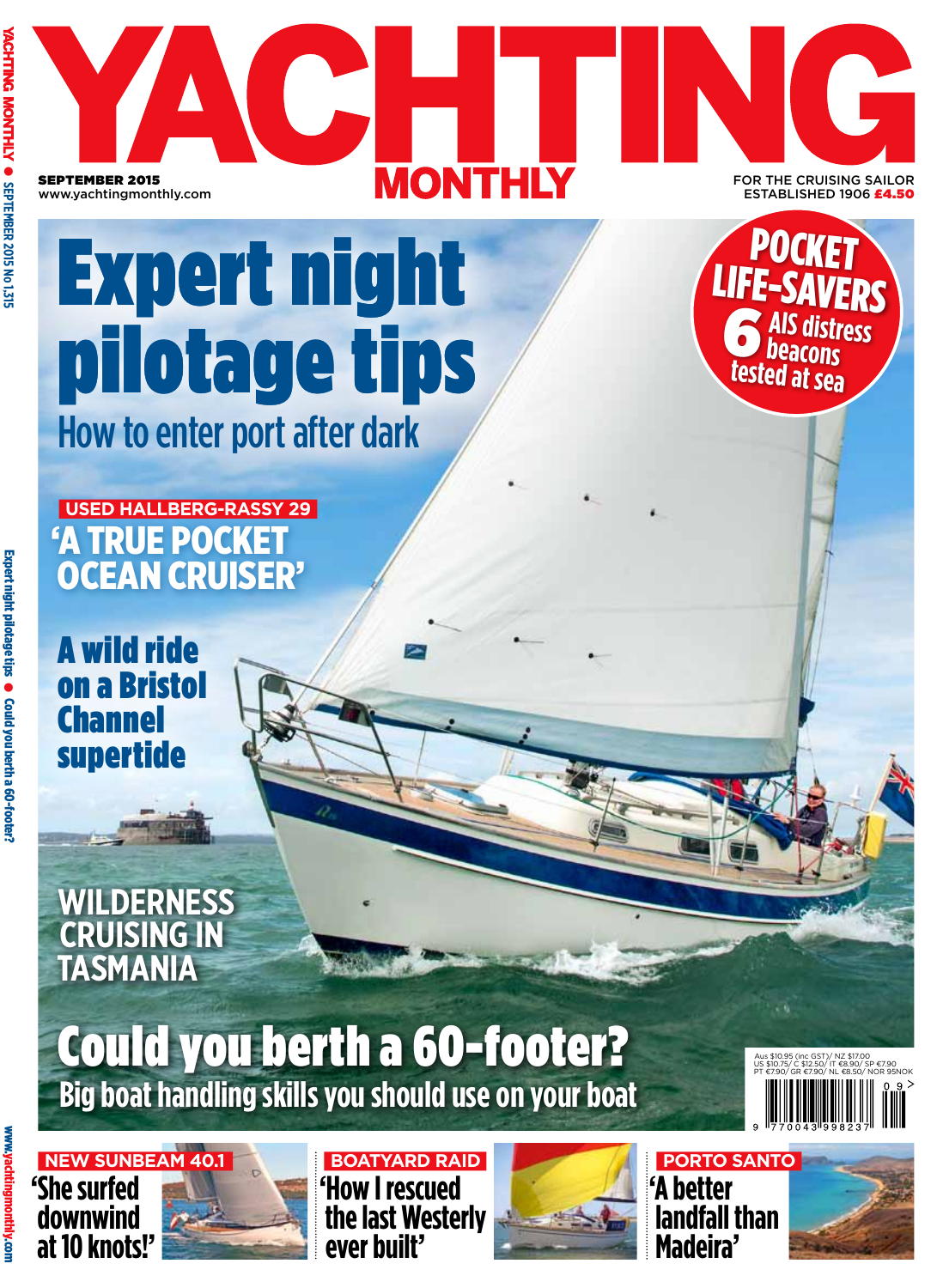# YACHTING MONTHLY

SEPTEMBER 2015
www.yachtingmonthly.com

FOR THE CRUISING SAILOR
ESTABLISHED 1906 £4.50

## Expert night pilotage tips

How to enter port after dark

**POCKET LIFE-SAVERS**
6 AIS distress beacons tested at sea

USED HALLBERG-RASSY 29
**'A TRUE POCKET OCEAN CRUISER'**

**A wild ride on a Bristol Channel supertide**

**WILDERNESS CRUISING IN TASMANIA**

## Could you berth a 60-footer?

Big boat handling skills you should use on your boat

Aus $10.95 (inc GST)/ NZ $17.00
US $10.75/ C $12.50/ IT €8.90/ SP €7.90
PT €7.90/ GR €7.90/ NL €8.50/ NOR 95NOK

NEW SUNBEAM 40.1
**'She surfed downwind at 10 knots!'**

BOATYARD RAID
**'How I rescued the last Westerly ever built'**

PORTO SANTO
**'A better landfall than Madeira'**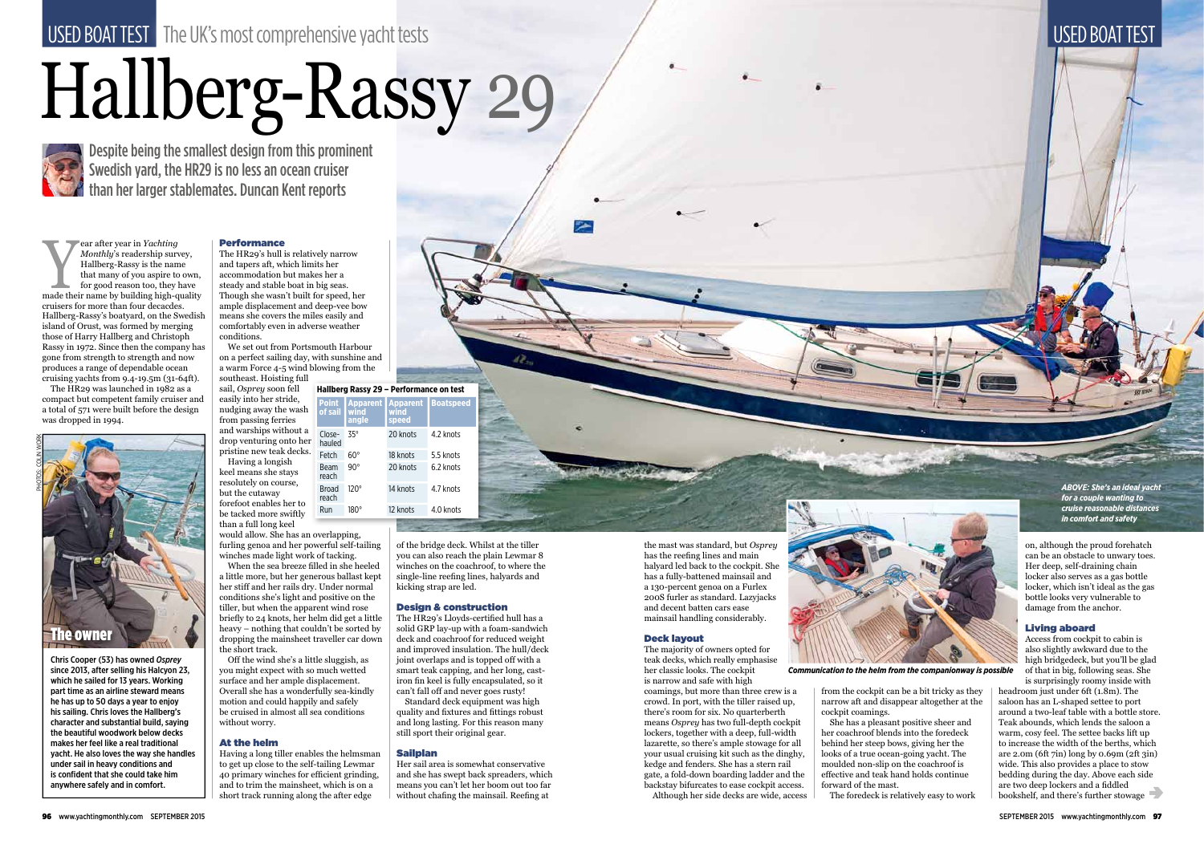# Hallberg-Rassy 29

Despite being the smallest design from this prominent Swedish yard, the HR29 is no less an ocean cruiser than her larger stablemates. Duncan Kent reports

Year after year in *Yachting Monthly*'s readership survey, Hallberg-Rassy is the name that many of you aspire to own, for good reason too, they have made their name by building high-quality cruisers for more than four decades. Hallberg-Rassy's boatyard, on the Swedish island of Orust, was formed by merging those of Harry Hallberg and Christoph Rassy in 1972. Since then the company has gone from strength to strength and now produces a range of dependable ocean cruising yachts from 9.4-19.5m (31-64ft).

The HR29 was launched in 1982 as a compact but competent family cruiser and a total of 571 were built before the design was dropped in 1994.

## The owner

Chris Cooper (53) has owned *Osprey* since 2013, after selling his Halcyon 23, which he sailed for 13 years. Working part time as an airline steward means he has up to 50 days a year to enjoy his sailing. Chris loves the Hallberg's character and substantial build, saying the beautiful woodwork below decks makes her feel like a real traditional yacht. He also loves the way she handles under sail in heavy conditions and is confident that she could take him anywhere safely and in comfort.

### Performance

The HR29's hull is relatively narrow and tapers aft, which limits her accommodation but makes her a steady and stable boat in big seas. Though she wasn't built for speed, her ample displacement and deep-vee bow means she covers the miles easily and comfortably even in adverse weather conditions.

We set out from Portsmouth Harbour on a perfect sailing day, with sunshine and a warm Force 4-5 wind blowing from the southeast. Hoisting full sail, *Osprey* soon fell easily into her stride, nudging away the wash from passing ferries and warships without a drop venturing onto her pristine new teak decks.

**Hallberg Rassy 29 – Performance on test**

| Point of sail | Apparent wind angle | Apparent wind speed | Boatspeed |
|---|---|---|---|
| Close-hauled | 35° | 20 knots | 4.2 knots |
| Fetch | 60° | 18 knots | 5.5 knots |
| Beam reach | 90° | 20 knots | 6.2 knots |
| Broad reach | 120° | 14 knots | 4.7 knots |
| Run | 180° | 12 knots | 4.0 knots |

Having a longish keel means she stays resolutely on course, but the cutaway forefoot enables her to be tacked more swiftly than a full long keel would allow. She has an overlapping, furling genoa and her powerful self-tailing winches made light work of tacking.

When the sea breeze filled in she heeled a little more, but her generous ballast kept her stiff and her rails dry. Under normal conditions she's light and positive on the tiller, but when the apparent wind rose briefly to 24 knots, her helm did get a little heavy – nothing that couldn't be sorted by dropping the mainsheet traveller car down the short track.

Off the wind she's a little sluggish, as you might expect with so much wetted surface and her ample displacement. Overall she has a wonderfully sea-kindly motion and could happily and safely be cruised in almost all sea conditions without worry.

### At the helm

Having a long tiller enables the helmsman to get up close to the self-tailing Lewmar 40 primary winches for efficient grinding, and to trim the mainsheet, which is on a short track running along the after edge of the bridge deck. Whilst at the tiller you can also reach the plain Lewmar 8 winches on the coachroof, to where the single-line reefing lines, halyards and kicking strap are led.

### Design & construction

The HR29's Lloyds-certified hull has a solid GRP lay-up with a foam-sandwich deck and coachroof for reduced weight and improved insulation. The hull/deck joint overlaps and is topped off with a smart teak capping, and her long, cast-iron fin keel is fully encapsulated, so it can't fall off and never goes rusty!

Standard deck equipment was high quality and fixtures and fittings robust and long lasting. For this reason many still sport their original gear.

### Sailplan

Her sail area is somewhat conservative and she has swept back spreaders, which means you can't let her boom out too far without chafing the mainsail. Reefing at the mast was standard, but *Osprey* has the reefing lines and main halyard led back to the cockpit. She has a fully-battened mainsail and a 130-percent genoa on a Furlex 200S furler as standard. Lazyjacks and decent batten cars ease mainsail handling considerably.

### Deck layout

The majority of owners opted for teak decks, which really emphasise her classic looks. The cockpit is narrow and safe with high coamings, but more than three crew is a crowd. In port, with the tiller raised up, there's room for six. No quarterberth means *Osprey* has two full-depth cockpit lockers, together with a deep, full-width lazarette, so there's ample stowage for all your usual cruising kit such as the dinghy, kedge and fenders. She has a stern rail gate, a fold-down boarding ladder and the backstay bifurcates to ease cockpit access.

Although her side decks are wide, access from the cockpit can be a bit tricky as they narrow aft and disappear altogether at the cockpit coamings.

She has a pleasant positive sheer and her coachroof blends into the foredeck behind her steep bows, giving her the looks of a true ocean-going yacht. The moulded non-slip on the coachroof is effective and teak hand holds continue forward of the mast.

The foredeck is relatively easy to work on, although the proud forehatch can be an obstacle to unwary toes. Her deep, self-draining chain locker also serves as a gas bottle locker, which isn't ideal as the gas bottle looks very vulnerable to damage from the anchor.

*Communication to the helm from the companionway is possible*

### Living aboard

Access from cockpit to cabin is also slightly awkward due to the high bridgedeck, but you'll be glad of that in big, following seas. She is surprisingly roomy inside with headroom just under 6ft (1.8m). The saloon has an L-shaped settee to port around a two-leaf table with a bottle store. Teak abounds, which lends the saloon a warm, cosy feel. The settee backs lift up to increase the width of the berths, which are 2.0m (6ft 7in) long by 0.69m (2ft 3in) wide. This also provides a place to stow bedding during the day. Above each side are two deep lockers and a fiddled bookshelf, and there's further stowage

*ABOVE: She's an ideal yacht for a couple wanting to cruise reasonable distances in comfort and safety*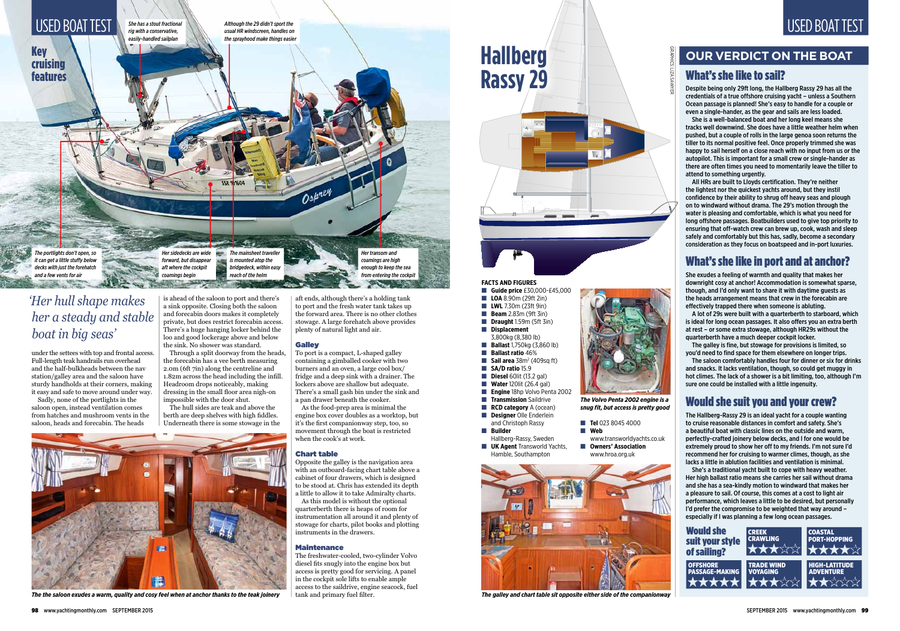# USED BOAT TEST

## Key cruising features

*She has a stout fractional rig with a conservative, easily-handled sailplan*

*Although the 29 didn't sport the usual HR windscreen, handles on the sprayhood make things easier*

*The portlights don't open, so it can get a little stuffy below decks with just the forehatch and a few vents for air*

*Her sidedecks are wide forward, but disappear aft where the cockpit coamings begin*

*The mainsheet traveller is mounted atop the bridgedeck, within easy reach of the helm*

*Her transom and coamings are high enough to keep the sea from entering the cockpit*

> *'Her hull shape makes her a steady and stable boat in big seas'*

under the settees with top and frontal access. Full-length teak handrails run overhead and the half-bulkheads between the nav station/galley area and the saloon have sturdy handholds at their corners, making it easy and safe to move around under way.

Sadly, none of the portlights in the saloon open, instead ventilation comes from hatches and mushroom vents in the saloon, heads and forecabin. The heads is ahead of the saloon to port and there's a sink opposite. Closing both the saloon and forecabin doors makes it completely private, but does restrict forecabin access. There's a huge hanging locker behind the loo and good lockerage above and below the sink. No shower was standard.

Through a split doorway from the heads, the forecabin has a vee berth measuring 2.0m (6ft 7in) along the centreline and 1.82m across the head including the infill. Headroom drops noticeably, making dressing in the small floor area nigh-on impossible with the door shut.

The hull sides are teak and above the berth are deep shelves with high fiddles. Underneath there is some stowage in the aft ends, although there's a holding tank to port and the fresh water tank takes up the forward area. There is no other clothes stowage. A large forehatch above provides plenty of natural light and air.

The saloon exudes a warm, quality and cosy feel when at anchor thanks to the teak joinery

### Galley

To port is a compact, L-shaped galley containing a gimballed cooker with two burners and an oven, a large cool box/fridge and a deep sink with a drainer. The lockers above are shallow but adequate. There's a small gash bin under the sink and a pan drawer beneath the cooker.

As the food-prep area is minimal the engine box cover doubles as a worktop, but it's the first companionway step, too, so movement through the boat is restricted when the cook's at work.

### Chart table

Opposite the galley is the navigation area with an outboard-facing chart table above a cabinet of four drawers, which is designed to be stood at. Chris has extended its depth a little to allow it to take Admiralty charts.

As this model is without the optional quarterberth there is heaps of room for instrumentation all around it and plenty of stowage for charts, pilot books and plotting instruments in the drawers.

### Maintenance

The freshwater-cooled, two-cylinder Volvo diesel fits snugly into the engine box but access is pretty good for servicing. A panel in the cockpit sole lifts to enable ample access to the saildrive, engine seacock, fuel tank and primary fuel filter.

# Hallberg Rassy 29

GRAPHICS: LIZA SAWYER

### FACTS AND FIGURES

- **Guide price** £30,000–£45,000
- **LOA** 8.90m (29ft 2in)
- **LWL** 7.30m (23ft 9in)
- **Beam** 2.83m (9ft 3in)
- **Draught** 1.59m (5ft 3in)
- **Displacement** 3,800kg (8,380 lb)
- **Ballast** 1,750kg (3,860 lb)
- **Ballast ratio** 46%
- **Sail area** 38m² (409sq ft)
- **SA/D ratio** 15.9
- **Diesel** 60lit (13.2 gal)
- **Water** 120lit (26.4 gal)
- **Engine** 18hp Volvo Penta 2002
- **Transmission** Saildrive
- **RCD category** A (ocean)
- **Designer** Olle Enderlein and Christoph Rassy
- **Builder** Hallberg-Rassy, Sweden
- **UK Agent** Transworld Yachts, Hamble, Southampton
- **Tel** 023 8045 4000
- **Web** www.transworldyachts.co.uk
- **Owners' Association** www.hroa.org.uk

*The Volvo Penta 2002 engine is a snug fit, but access is pretty good*

*The galley and chart table sit opposite either side of the companionway*

## OUR VERDICT ON THE BOAT

### What's she like to sail?

Despite being only 29ft long, the Hallberg Rassy 29 has all the credentials of a true offshore cruising yacht – unless a Southern Ocean passage is planned! She's easy to handle for a couple or even a single-hander, as the gear and sails are less loaded.

She is a well-balanced boat and her long keel means she tracks well downwind. She does have a little weather helm when pushed, but a couple of rolls in the large genoa soon returns the tiller to its normal positive feel. Once properly trimmed she was happy to sail herself on a close reach with no input from us or the autopilot. This is important for a small crew or single-hander as there are often times you need to momentarily leave the tiller to attend to something urgently.

All HRs are built to Lloyds certification. They're neither the lightest nor the quickest yachts around, but they instil confidence by their ability to shrug off heavy seas and plough on to windward without drama. The 29's motion through the water is pleasing and comfortable, which is what you need for long offshore passages. Boatbuilders used to give top priority to ensuring that off-watch crew can brew up, cook, wash and sleep safely and comfortably but this has, sadly, become a secondary consideration as they focus on boatspeed and in-port luxuries.

### What's she like in port and at anchor?

She exudes a feeling of warmth and quality that makes her downright cosy at anchor! Accommodation is somewhat sparse, though, and I'd only want to share it with daytime guests as the heads arrangement means that crew in the forecabin are effectively trapped there when someone is abluting.

A lot of 29s were built with a quarterberth to starboard, which is ideal for long ocean passages. It also offers you an extra berth at rest – or some extra stowage, although HR29s without the quarterberth have a much deeper cockpit locker.

The galley is fine, but stowage for provisions is limited, so you'd need to find space for them elsewhere on longer trips.

The saloon comfortably handles four for dinner or six for drinks and snacks. It lacks ventilation, though, so could get muggy in hot climes. The lack of a shower is a bit limiting, too, although I'm sure one could be installed with a little ingenuity.

### Would she suit you and your crew?

The Hallberg-Rassy 29 is an ideal yacht for a couple wanting to cruise reasonable distances in comfort and safety. She's a beautiful boat with classic lines on the outside and warm, perfectly-crafted joinery below decks, and I for one would be extremely proud to show her off to my friends. I'm not sure I'd recommend her for cruising to warmer climes, though, as she lacks a little in ablution facilities and ventilation is minimal.

She's a traditional yacht built to cope with heavy weather. Her high ballast ratio means she carries her sail without drama and she has a sea-kindly motion to windward that makes her a pleasure to sail. Of course, this comes at a cost to light air performance, which leaves a little to be desired, but personally I'd prefer the compromise to be weighted that way around – especially if I was planning a few long ocean passages.

### Would she suit your style of sailing?

| | |
|---|---|
| CREEK CRAWLING | ★★★☆☆ |
| COASTAL PORT-HOPPING | ★★★★☆ |
| OFFSHORE PASSAGE-MAKING | ★★★★★ |
| TRADE WIND VOYAGING | ★★★☆☆ |
| HIGH-LATITUDE ADVENTURE | ★★☆☆☆ |